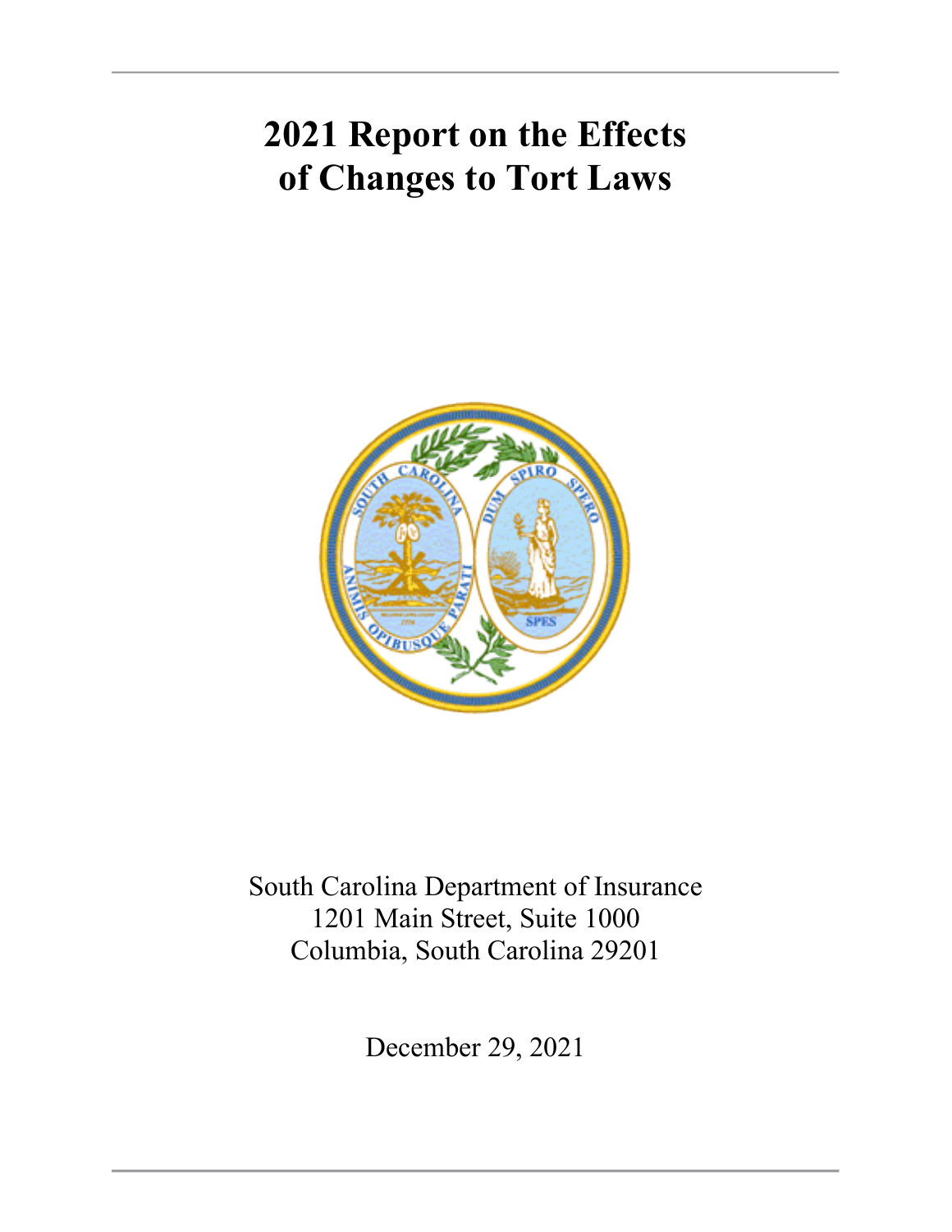# 2021 Report on the Effects of Changes to Tort Laws

South Carolina Department of Insurance
1201 Main Street, Suite 1000
Columbia, South Carolina 29201

December 29, 2021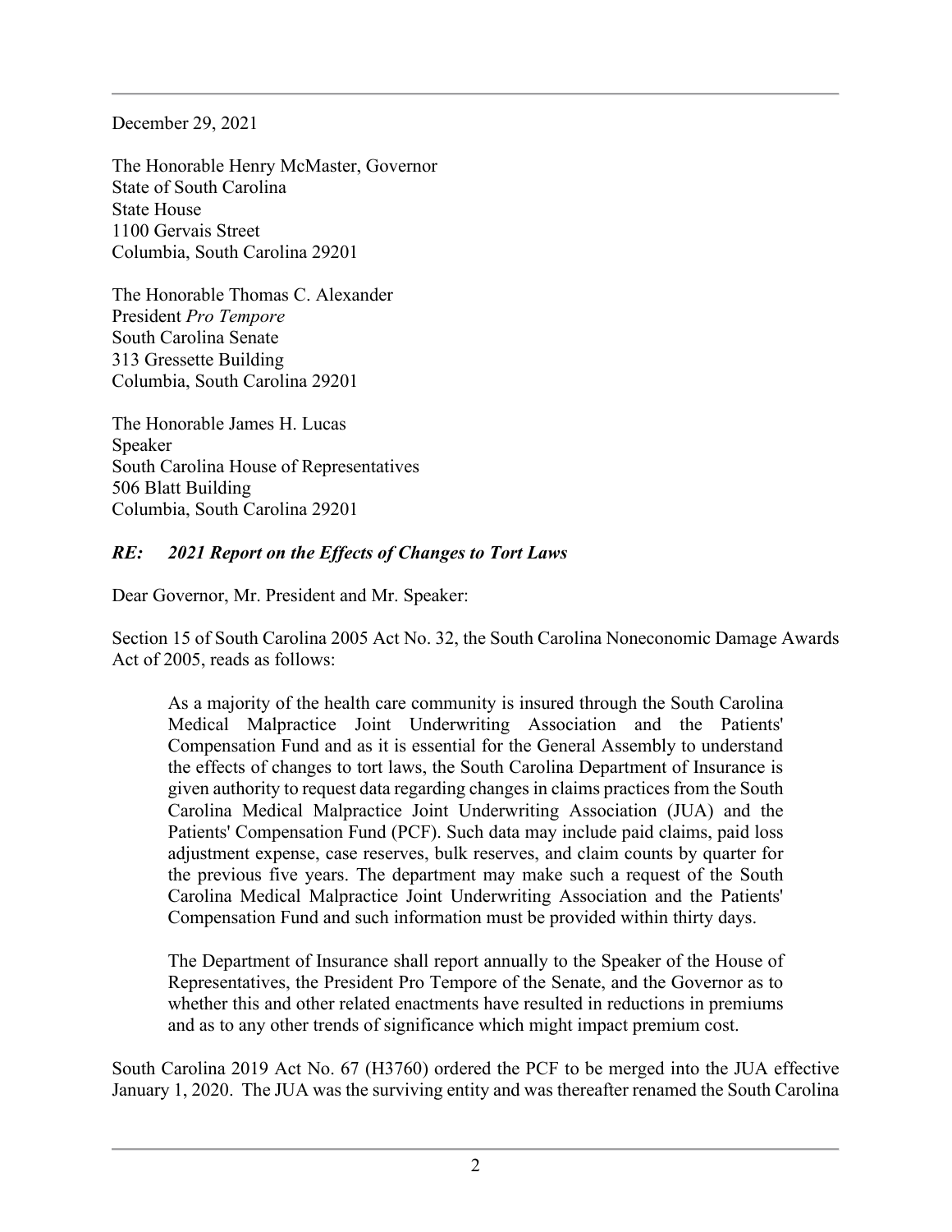December 29, 2021

The Honorable Henry McMaster, Governor
State of South Carolina
State House
1100 Gervais Street
Columbia, South Carolina 29201

The Honorable Thomas C. Alexander
President *Pro Tempore*
South Carolina Senate
313 Gressette Building
Columbia, South Carolina 29201

The Honorable James H. Lucas
Speaker
South Carolina House of Representatives
506 Blatt Building
Columbia, South Carolina 29201

***RE: 2021 Report on the Effects of Changes to Tort Laws***

Dear Governor, Mr. President and Mr. Speaker:

Section 15 of South Carolina 2005 Act No. 32, the South Carolina Noneconomic Damage Awards Act of 2005, reads as follows:

> As a majority of the health care community is insured through the South Carolina Medical Malpractice Joint Underwriting Association and the Patients' Compensation Fund and as it is essential for the General Assembly to understand the effects of changes to tort laws, the South Carolina Department of Insurance is given authority to request data regarding changes in claims practices from the South Carolina Medical Malpractice Joint Underwriting Association (JUA) and the Patients' Compensation Fund (PCF). Such data may include paid claims, paid loss adjustment expense, case reserves, bulk reserves, and claim counts by quarter for the previous five years. The department may make such a request of the South Carolina Medical Malpractice Joint Underwriting Association and the Patients' Compensation Fund and such information must be provided within thirty days.
>
> The Department of Insurance shall report annually to the Speaker of the House of Representatives, the President Pro Tempore of the Senate, and the Governor as to whether this and other related enactments have resulted in reductions in premiums and as to any other trends of significance which might impact premium cost.

South Carolina 2019 Act No. 67 (H3760) ordered the PCF to be merged into the JUA effective January 1, 2020. The JUA was the surviving entity and was thereafter renamed the South Carolina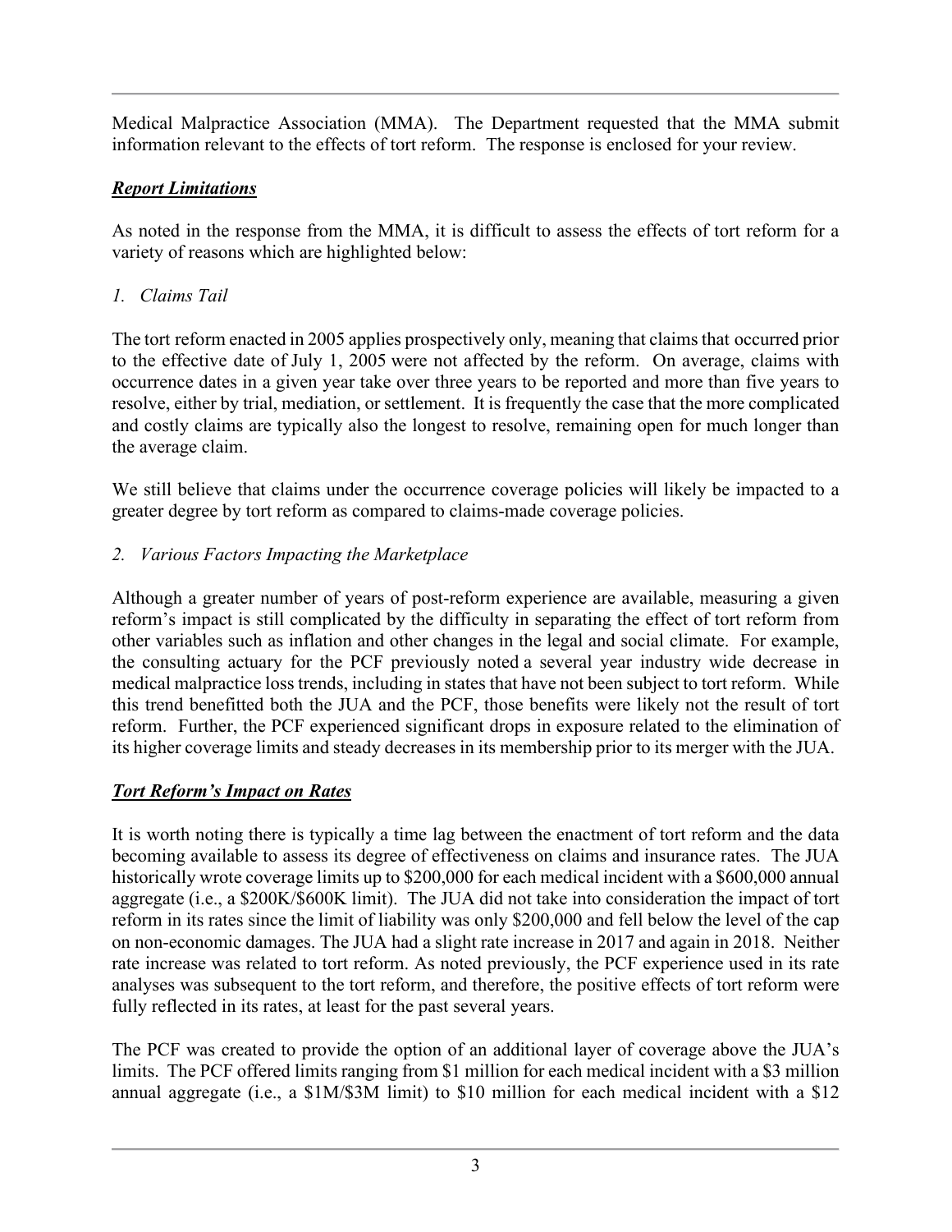Medical Malpractice Association (MMA). The Department requested that the MMA submit information relevant to the effects of tort reform. The response is enclosed for your review.

***Report Limitations***

As noted in the response from the MMA, it is difficult to assess the effects of tort reform for a variety of reasons which are highlighted below:

*1. Claims Tail*

The tort reform enacted in 2005 applies prospectively only, meaning that claims that occurred prior to the effective date of July 1, 2005 were not affected by the reform. On average, claims with occurrence dates in a given year take over three years to be reported and more than five years to resolve, either by trial, mediation, or settlement. It is frequently the case that the more complicated and costly claims are typically also the longest to resolve, remaining open for much longer than the average claim.

We still believe that claims under the occurrence coverage policies will likely be impacted to a greater degree by tort reform as compared to claims-made coverage policies.

*2. Various Factors Impacting the Marketplace*

Although a greater number of years of post-reform experience are available, measuring a given reform's impact is still complicated by the difficulty in separating the effect of tort reform from other variables such as inflation and other changes in the legal and social climate. For example, the consulting actuary for the PCF previously noted a several year industry wide decrease in medical malpractice loss trends, including in states that have not been subject to tort reform. While this trend benefitted both the JUA and the PCF, those benefits were likely not the result of tort reform. Further, the PCF experienced significant drops in exposure related to the elimination of its higher coverage limits and steady decreases in its membership prior to its merger with the JUA.

***Tort Reform's Impact on Rates***

It is worth noting there is typically a time lag between the enactment of tort reform and the data becoming available to assess its degree of effectiveness on claims and insurance rates. The JUA historically wrote coverage limits up to $200,000 for each medical incident with a $600,000 annual aggregate (i.e., a $200K/$600K limit). The JUA did not take into consideration the impact of tort reform in its rates since the limit of liability was only $200,000 and fell below the level of the cap on non-economic damages. The JUA had a slight rate increase in 2017 and again in 2018. Neither rate increase was related to tort reform. As noted previously, the PCF experience used in its rate analyses was subsequent to the tort reform, and therefore, the positive effects of tort reform were fully reflected in its rates, at least for the past several years.

The PCF was created to provide the option of an additional layer of coverage above the JUA's limits. The PCF offered limits ranging from $1 million for each medical incident with a $3 million annual aggregate (i.e., a $1M/$3M limit) to $10 million for each medical incident with a $12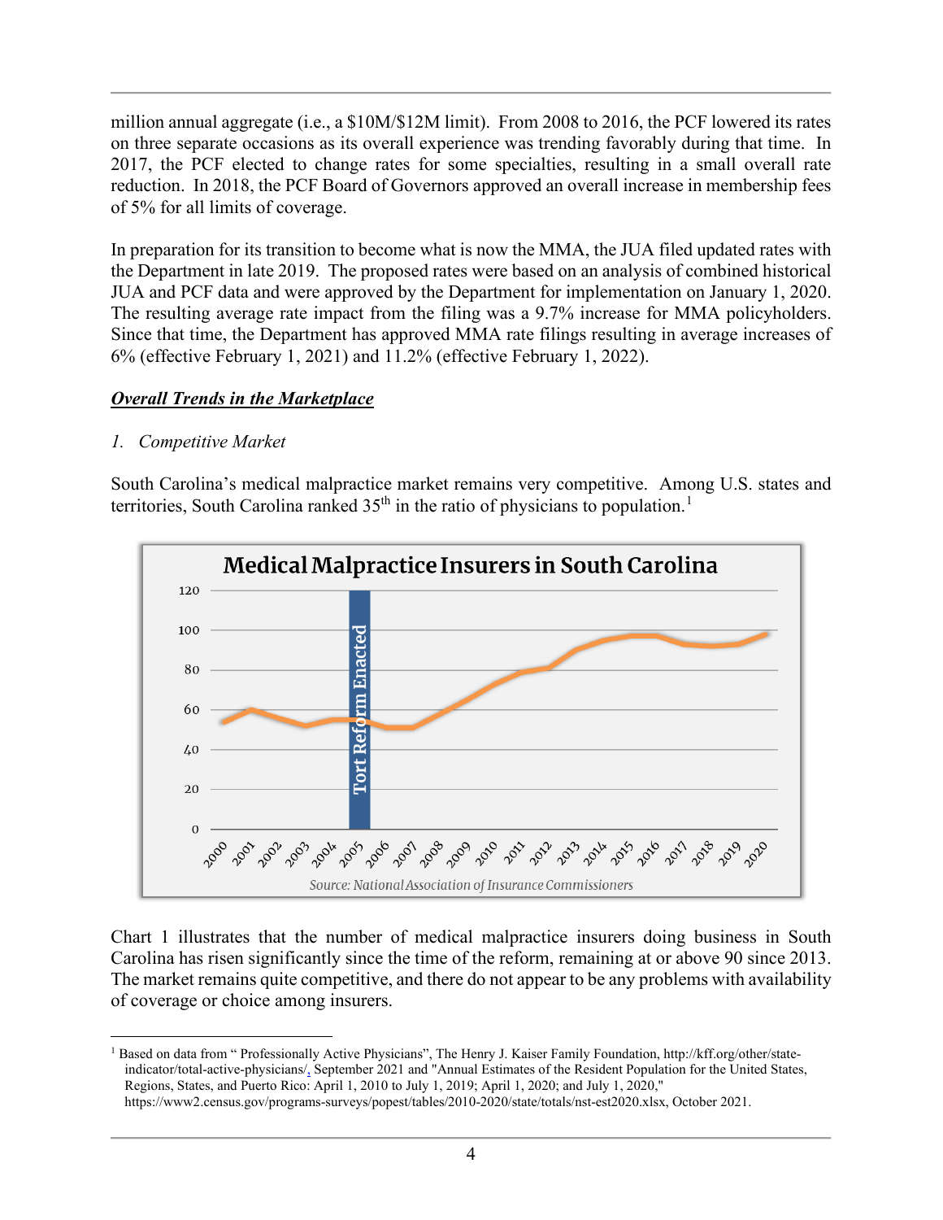million annual aggregate (i.e., a \$10M/\$12M limit). From 2008 to 2016, the PCF lowered its rates on three separate occasions as its overall experience was trending favorably during that time. In 2017, the PCF elected to change rates for some specialties, resulting in a small overall rate reduction. In 2018, the PCF Board of Governors approved an overall increase in membership fees of 5% for all limits of coverage.

In preparation for its transition to become what is now the MMA, the JUA filed updated rates with the Department in late 2019. The proposed rates were based on an analysis of combined historical JUA and PCF data and were approved by the Department for implementation on January 1, 2020. The resulting average rate impact from the filing was a 9.7% increase for MMA policyholders. Since that time, the Department has approved MMA rate filings resulting in average increases of 6% (effective February 1, 2021) and 11.2% (effective February 1, 2022).

***Overall Trends in the Marketplace***

*1. Competitive Market*

South Carolina's medical malpractice market remains very competitive. Among U.S. states and territories, South Carolina ranked 35th in the ratio of physicians to population.[1]

Medical Malpractice Insurers in South Carolina

Source: National Association of Insurance Commissioners

Chart 1 illustrates that the number of medical malpractice insurers doing business in South Carolina has risen significantly since the time of the reform, remaining at or above 90 since 2013. The market remains quite competitive, and there do not appear to be any problems with availability of coverage or choice among insurers.

[1] Based on data from " Professionally Active Physicians", The Henry J. Kaiser Family Foundation, http://kff.org/other/state-indicator/total-active-physicians/, September 2021 and "Annual Estimates of the Resident Population for the United States, Regions, States, and Puerto Rico: April 1, 2010 to July 1, 2019; April 1, 2020; and July 1, 2020," https://www2.census.gov/programs-surveys/popest/tables/2010-2020/state/totals/nst-est2020.xlsx, October 2021.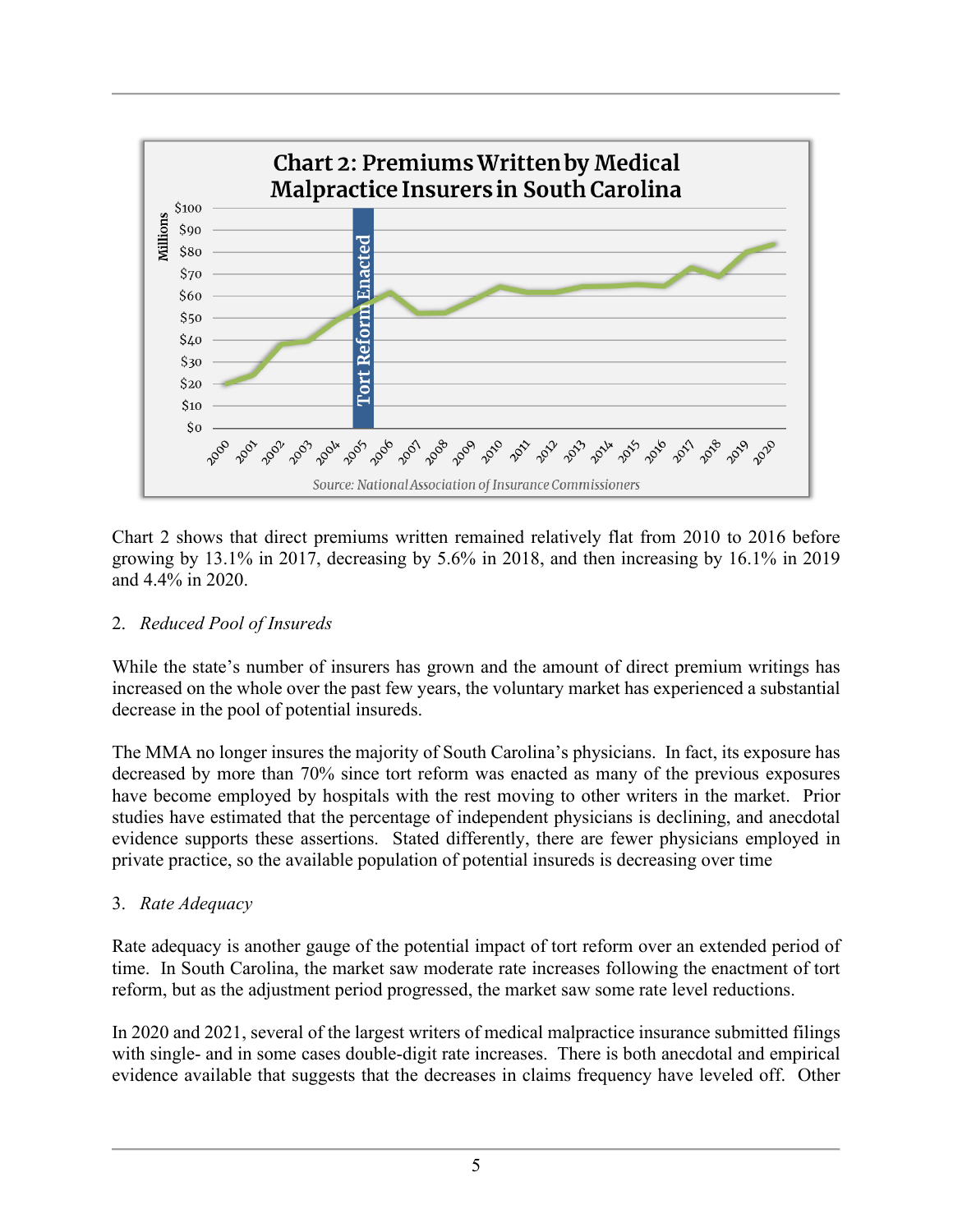**Chart 2: Premiums Written by Medical Malpractice Insurers in South Carolina**

Source: National Association of Insurance Commissioners

Chart 2 shows that direct premiums written remained relatively flat from 2010 to 2016 before growing by 13.1% in 2017, decreasing by 5.6% in 2018, and then increasing by 16.1% in 2019 and 4.4% in 2020.

2. *Reduced Pool of Insureds*

While the state's number of insurers has grown and the amount of direct premium writings has increased on the whole over the past few years, the voluntary market has experienced a substantial decrease in the pool of potential insureds.

The MMA no longer insures the majority of South Carolina's physicians. In fact, its exposure has decreased by more than 70% since tort reform was enacted as many of the previous exposures have become employed by hospitals with the rest moving to other writers in the market. Prior studies have estimated that the percentage of independent physicians is declining, and anecdotal evidence supports these assertions. Stated differently, there are fewer physicians employed in private practice, so the available population of potential insureds is decreasing over time

3. *Rate Adequacy*

Rate adequacy is another gauge of the potential impact of tort reform over an extended period of time. In South Carolina, the market saw moderate rate increases following the enactment of tort reform, but as the adjustment period progressed, the market saw some rate level reductions.

In 2020 and 2021, several of the largest writers of medical malpractice insurance submitted filings with single- and in some cases double-digit rate increases. There is both anecdotal and empirical evidence available that suggests that the decreases in claims frequency have leveled off. Other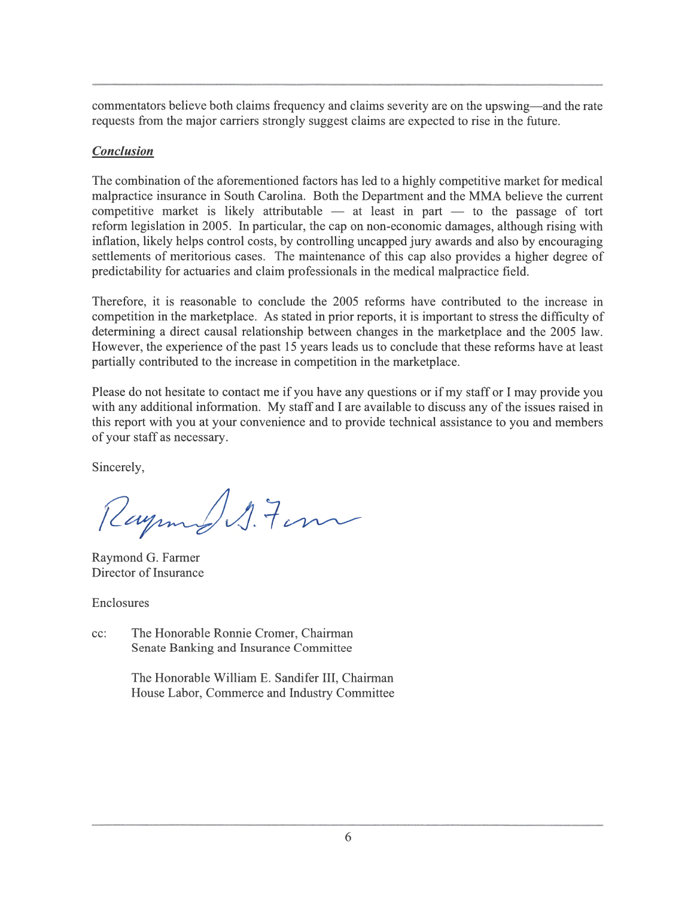commentators believe both claims frequency and claims severity are on the upswing—and the rate requests from the major carriers strongly suggest claims are expected to rise in the future.

***Conclusion***

The combination of the aforementioned factors has led to a highly competitive market for medical malpractice insurance in South Carolina. Both the Department and the MMA believe the current competitive market is likely attributable — at least in part — to the passage of tort reform legislation in 2005. In particular, the cap on non-economic damages, although rising with inflation, likely helps control costs, by controlling uncapped jury awards and also by encouraging settlements of meritorious cases. The maintenance of this cap also provides a higher degree of predictability for actuaries and claim professionals in the medical malpractice field.

Therefore, it is reasonable to conclude the 2005 reforms have contributed to the increase in competition in the marketplace. As stated in prior reports, it is important to stress the difficulty of determining a direct causal relationship between changes in the marketplace and the 2005 law. However, the experience of the past 15 years leads us to conclude that these reforms have at least partially contributed to the increase in competition in the marketplace.

Please do not hesitate to contact me if you have any questions or if my staff or I may provide you with any additional information. My staff and I are available to discuss any of the issues raised in this report with you at your convenience and to provide technical assistance to you and members of your staff as necessary.

Sincerely,

Raymond G. Farmer
Director of Insurance

Enclosures

cc: The Honorable Ronnie Cromer, Chairman
Senate Banking and Insurance Committee

The Honorable William E. Sandifer III, Chairman
House Labor, Commerce and Industry Committee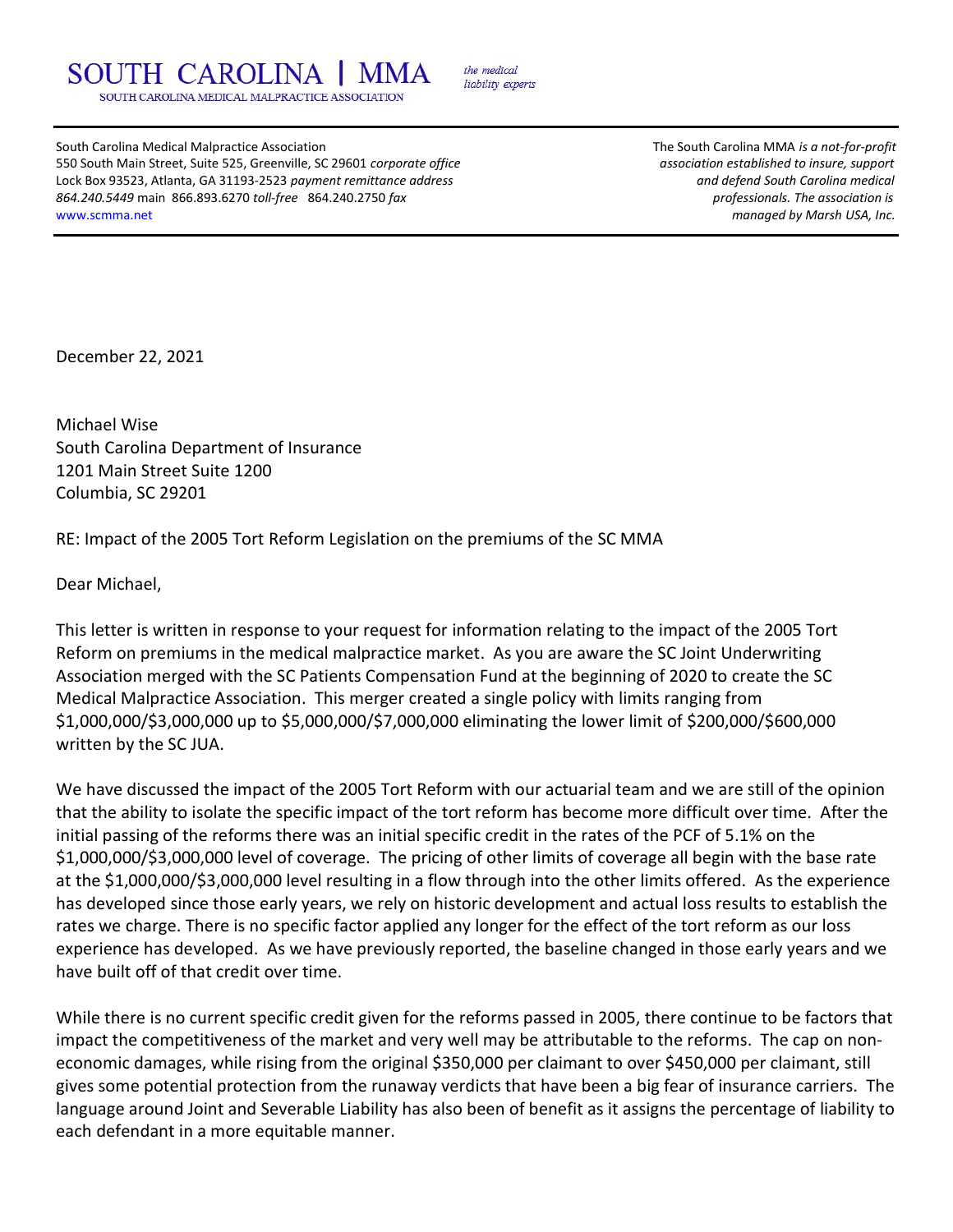# SOUTH CAROLINA | MMA

*the medical liability experts*

SOUTH CAROLINA MEDICAL MALPRACTICE ASSOCIATION

South Carolina Medical Malpractice Association
550 South Main Street, Suite 525, Greenville, SC 29601 *corporate office*
Lock Box 93523, Atlanta, GA 31193-2523 *payment remittance address*
*864.240.5449* main 866.893.6270 *toll-free* 864.240.2750 *fax*
www.scmma.net

The South Carolina MMA *is a not-for-profit association established to insure, support and defend South Carolina medical professionals. The association is managed by Marsh USA, Inc.*

December 22, 2021

Michael Wise
South Carolina Department of Insurance
1201 Main Street Suite 1200
Columbia, SC 29201

RE: Impact of the 2005 Tort Reform Legislation on the premiums of the SC MMA

Dear Michael,

This letter is written in response to your request for information relating to the impact of the 2005 Tort Reform on premiums in the medical malpractice market. As you are aware the SC Joint Underwriting Association merged with the SC Patients Compensation Fund at the beginning of 2020 to create the SC Medical Malpractice Association. This merger created a single policy with limits ranging from \$1,000,000/\$3,000,000 up to \$5,000,000/\$7,000,000 eliminating the lower limit of \$200,000/\$600,000 written by the SC JUA.

We have discussed the impact of the 2005 Tort Reform with our actuarial team and we are still of the opinion that the ability to isolate the specific impact of the tort reform has become more difficult over time. After the initial passing of the reforms there was an initial specific credit in the rates of the PCF of 5.1% on the \$1,000,000/\$3,000,000 level of coverage. The pricing of other limits of coverage all begin with the base rate at the \$1,000,000/\$3,000,000 level resulting in a flow through into the other limits offered. As the experience has developed since those early years, we rely on historic development and actual loss results to establish the rates we charge. There is no specific factor applied any longer for the effect of the tort reform as our loss experience has developed. As we have previously reported, the baseline changed in those early years and we have built off of that credit over time.

While there is no current specific credit given for the reforms passed in 2005, there continue to be factors that impact the competitiveness of the market and very well may be attributable to the reforms. The cap on non-economic damages, while rising from the original \$350,000 per claimant to over \$450,000 per claimant, still gives some potential protection from the runaway verdicts that have been a big fear of insurance carriers. The language around Joint and Severable Liability has also been of benefit as it assigns the percentage of liability to each defendant in a more equitable manner.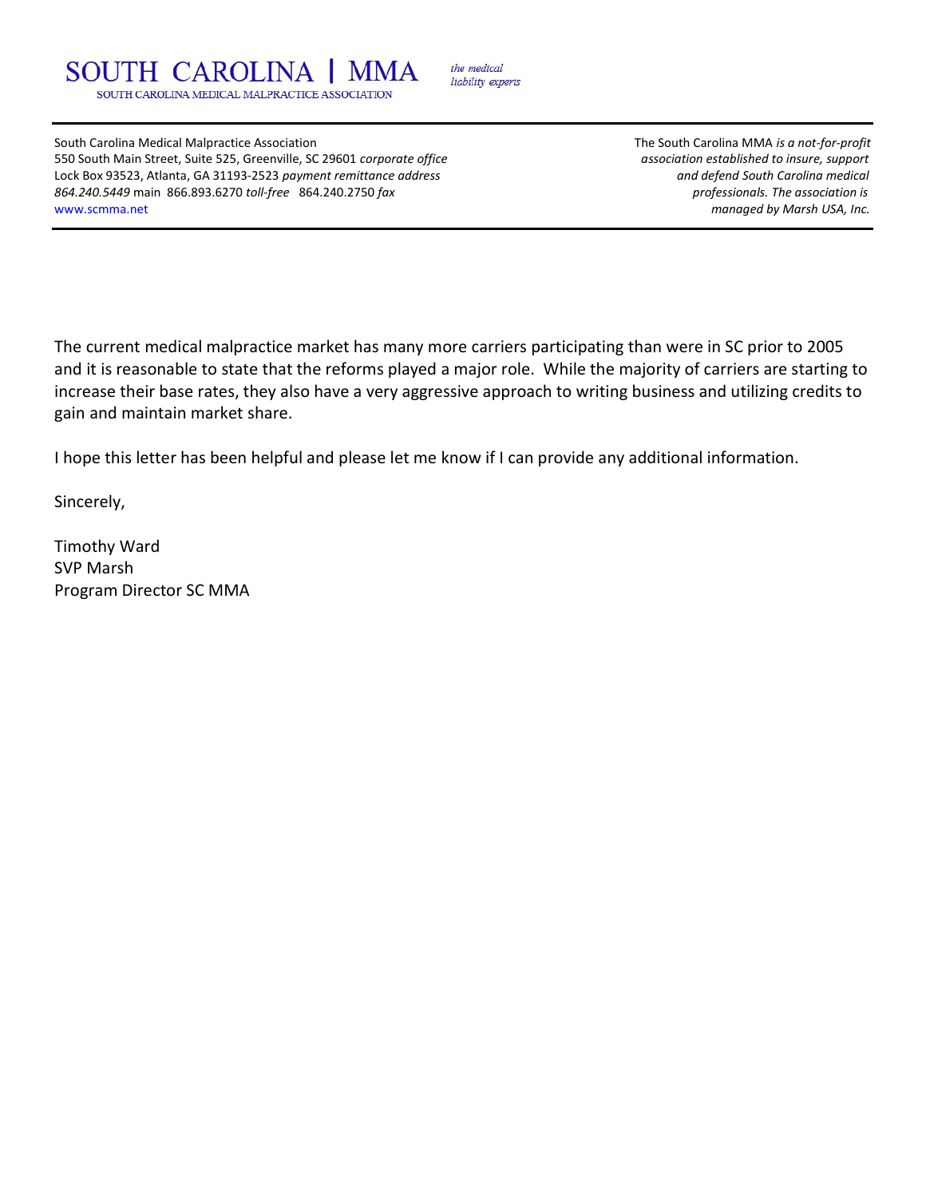# SOUTH CAROLINA | MMA

SOUTH CAROLINA MEDICAL MALPRACTICE ASSOCIATION

*the medical liability experts*

South Carolina Medical Malpractice Association
550 South Main Street, Suite 525, Greenville, SC 29601 *corporate office*
Lock Box 93523, Atlanta, GA 31193-2523 *payment remittance address*
*864.240.5449* main 866.893.6270 *toll-free* 864.240.2750 *fax*
www.scmma.net

The South Carolina MMA *is a not-for-profit association established to insure, support and defend South Carolina medical professionals. The association is managed by Marsh USA, Inc.*

---

The current medical malpractice market has many more carriers participating than were in SC prior to 2005 and it is reasonable to state that the reforms played a major role. While the majority of carriers are starting to increase their base rates, they also have a very aggressive approach to writing business and utilizing credits to gain and maintain market share.

I hope this letter has been helpful and please let me know if I can provide any additional information.

Sincerely,

Timothy Ward
SVP Marsh
Program Director SC MMA